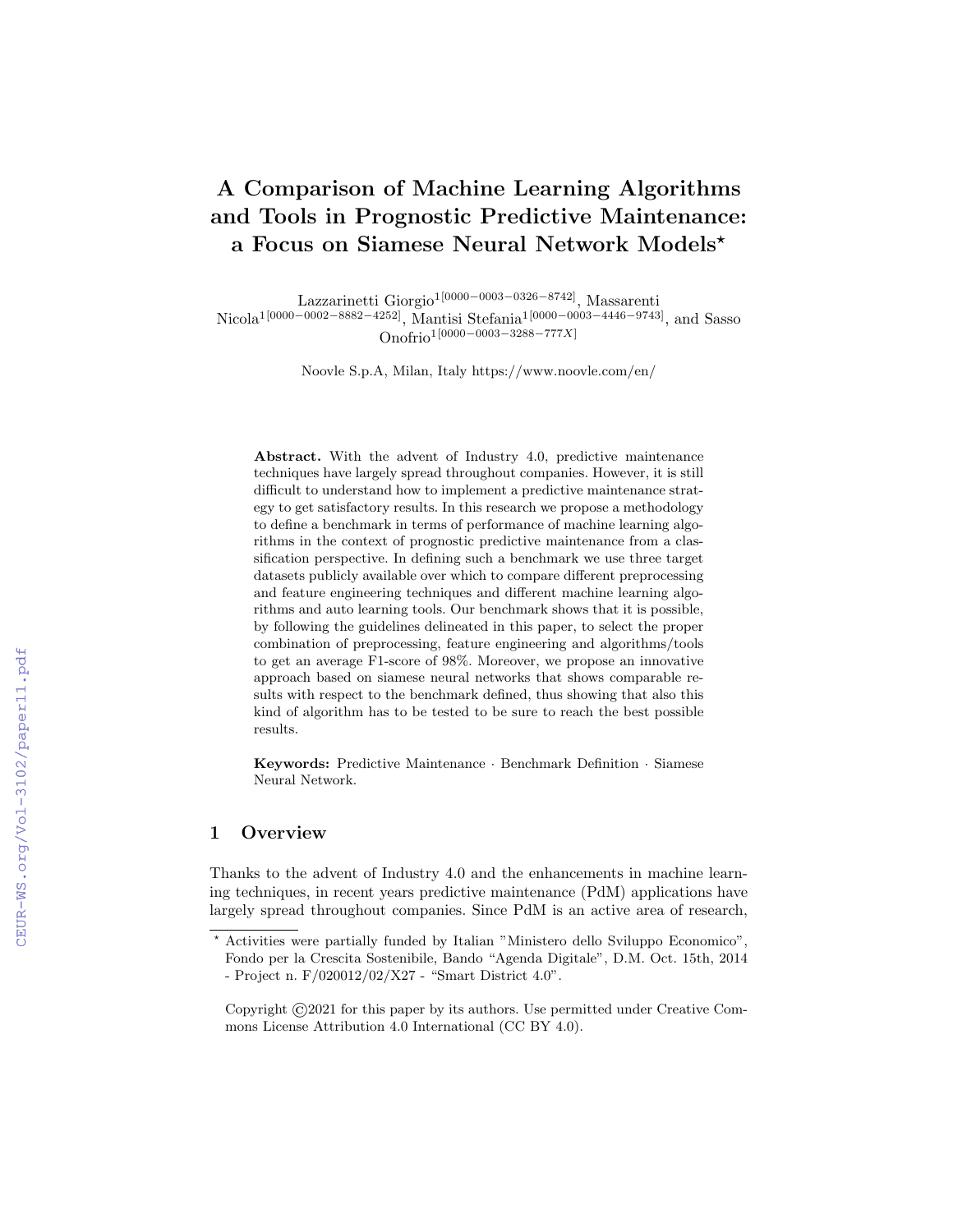# A Comparison of Machine Learning Algorithms and Tools in Prognostic Predictive Maintenance: a Focus on Siamese Neural Network Models*

Lazzarinetti Giorgio[1[0000-0003-0326-8742]], Massarenti Nicola[1[0000-0002-8882-4252]], Mantisi Stefania[1[0000-0003-4446-9743]], and Sasso Onofrio[1[0000-0003-3288-777X]]

Noovle S.p.A, Milan, Italy https://www.noovle.com/en/

**Abstract.** With the advent of Industry 4.0, predictive maintenance techniques have largely spread throughout companies. However, it is still difficult to understand how to implement a predictive maintenance strategy to get satisfactory results. In this research we propose a methodology to define a benchmark in terms of performance of machine learning algorithms in the context of prognostic predictive maintenance from a classification perspective. In defining such a benchmark we use three target datasets publicly available over which to compare different preprocessing and feature engineering techniques and different machine learning algorithms and auto learning tools. Our benchmark shows that it is possible, by following the guidelines delineated in this paper, to select the proper combination of preprocessing, feature engineering and algorithms/tools to get an average F1-score of 98%. Moreover, we propose an innovative approach based on siamese neural networks that shows comparable results with respect to the benchmark defined, thus showing that also this kind of algorithm has to be tested to be sure to reach the best possible results.

**Keywords:** Predictive Maintenance · Benchmark Definition · Siamese Neural Network.

## 1 Overview

Thanks to the advent of Industry 4.0 and the enhancements in machine learning techniques, in recent years predictive maintenance (PdM) applications have largely spread throughout companies. Since PdM is an active area of research,

---

* Activities were partially funded by Italian "Ministero dello Sviluppo Economico", Fondo per la Crescita Sostenibile, Bando "Agenda Digitale", D.M. Oct. 15th, 2014 - Project n. F/020012/02/X27 - "Smart District 4.0".

Copyright ©2021 for this paper by its authors. Use permitted under Creative Commons License Attribution 4.0 International (CC BY 4.0).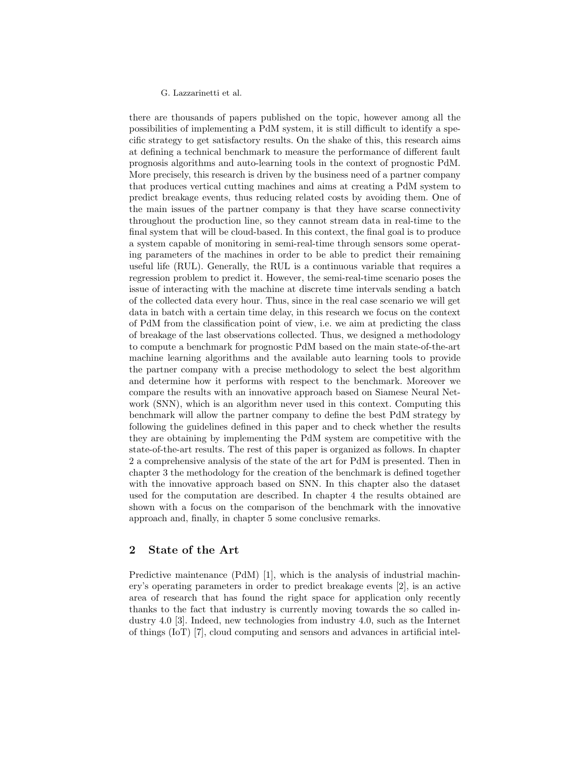there are thousands of papers published on the topic, however among all the possibilities of implementing a PdM system, it is still difficult to identify a specific strategy to get satisfactory results. On the shake of this, this research aims at defining a technical benchmark to measure the performance of different fault prognosis algorithms and auto-learning tools in the context of prognostic PdM. More precisely, this research is driven by the business need of a partner company that produces vertical cutting machines and aims at creating a PdM system to predict breakage events, thus reducing related costs by avoiding them. One of the main issues of the partner company is that they have scarse connectivity throughout the production line, so they cannot stream data in real-time to the final system that will be cloud-based. In this context, the final goal is to produce a system capable of monitoring in semi-real-time through sensors some operating parameters of the machines in order to be able to predict their remaining useful life (RUL). Generally, the RUL is a continuous variable that requires a regression problem to predict it. However, the semi-real-time scenario poses the issue of interacting with the machine at discrete time intervals sending a batch of the collected data every hour. Thus, since in the real case scenario we will get data in batch with a certain time delay, in this research we focus on the context of PdM from the classification point of view, i.e. we aim at predicting the class of breakage of the last observations collected. Thus, we designed a methodology to compute a benchmark for prognostic PdM based on the main state-of-the-art machine learning algorithms and the available auto learning tools to provide the partner company with a precise methodology to select the best algorithm and determine how it performs with respect to the benchmark. Moreover we compare the results with an innovative approach based on Siamese Neural Network (SNN), which is an algorithm never used in this context. Computing this benchmark will allow the partner company to define the best PdM strategy by following the guidelines defined in this paper and to check whether the results they are obtaining by implementing the PdM system are competitive with the state-of-the-art results. The rest of this paper is organized as follows. In chapter 2 a comprehensive analysis of the state of the art for PdM is presented. Then in chapter 3 the methodology for the creation of the benchmark is defined together with the innovative approach based on SNN. In this chapter also the dataset used for the computation are described. In chapter 4 the results obtained are shown with a focus on the comparison of the benchmark with the innovative approach and, finally, in chapter 5 some conclusive remarks.

## 2 State of the Art

Predictive maintenance (PdM) [1], which is the analysis of industrial machinery's operating parameters in order to predict breakage events [2], is an active area of research that has found the right space for application only recently thanks to the fact that industry is currently moving towards the so called industry 4.0 [3]. Indeed, new technologies from industry 4.0, such as the Internet of things (IoT) [7], cloud computing and sensors and advances in artificial intel-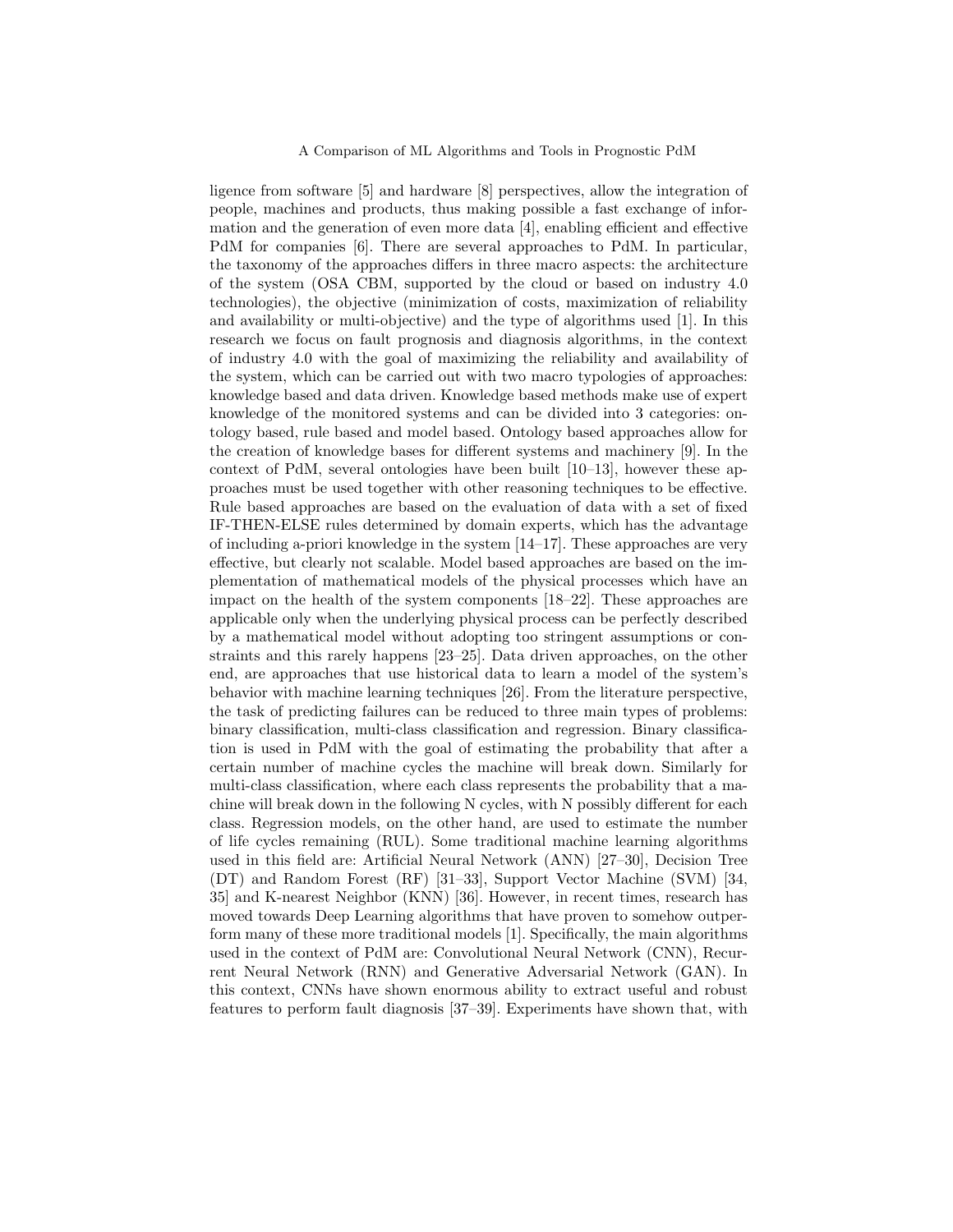ligence from software [5] and hardware [8] perspectives, allow the integration of people, machines and products, thus making possible a fast exchange of information and the generation of even more data [4], enabling efficient and effective PdM for companies [6]. There are several approaches to PdM. In particular, the taxonomy of the approaches differs in three macro aspects: the architecture of the system (OSA CBM, supported by the cloud or based on industry 4.0 technologies), the objective (minimization of costs, maximization of reliability and availability or multi-objective) and the type of algorithms used [1]. In this research we focus on fault prognosis and diagnosis algorithms, in the context of industry 4.0 with the goal of maximizing the reliability and availability of the system, which can be carried out with two macro typologies of approaches: knowledge based and data driven. Knowledge based methods make use of expert knowledge of the monitored systems and can be divided into 3 categories: ontology based, rule based and model based. Ontology based approaches allow for the creation of knowledge bases for different systems and machinery [9]. In the context of PdM, several ontologies have been built [10–13], however these approaches must be used together with other reasoning techniques to be effective. Rule based approaches are based on the evaluation of data with a set of fixed IF-THEN-ELSE rules determined by domain experts, which has the advantage of including a-priori knowledge in the system [14–17]. These approaches are very effective, but clearly not scalable. Model based approaches are based on the implementation of mathematical models of the physical processes which have an impact on the health of the system components [18–22]. These approaches are applicable only when the underlying physical process can be perfectly described by a mathematical model without adopting too stringent assumptions or constraints and this rarely happens [23–25]. Data driven approaches, on the other end, are approaches that use historical data to learn a model of the system's behavior with machine learning techniques [26]. From the literature perspective, the task of predicting failures can be reduced to three main types of problems: binary classification, multi-class classification and regression. Binary classification is used in PdM with the goal of estimating the probability that after a certain number of machine cycles the machine will break down. Similarly for multi-class classification, where each class represents the probability that a machine will break down in the following N cycles, with N possibly different for each class. Regression models, on the other hand, are used to estimate the number of life cycles remaining (RUL). Some traditional machine learning algorithms used in this field are: Artificial Neural Network (ANN) [27–30], Decision Tree (DT) and Random Forest (RF) [31–33], Support Vector Machine (SVM) [34, 35] and K-nearest Neighbor (KNN) [36]. However, in recent times, research has moved towards Deep Learning algorithms that have proven to somehow outperform many of these more traditional models [1]. Specifically, the main algorithms used in the context of PdM are: Convolutional Neural Network (CNN), Recurrent Neural Network (RNN) and Generative Adversarial Network (GAN). In this context, CNNs have shown enormous ability to extract useful and robust features to perform fault diagnosis [37–39]. Experiments have shown that, with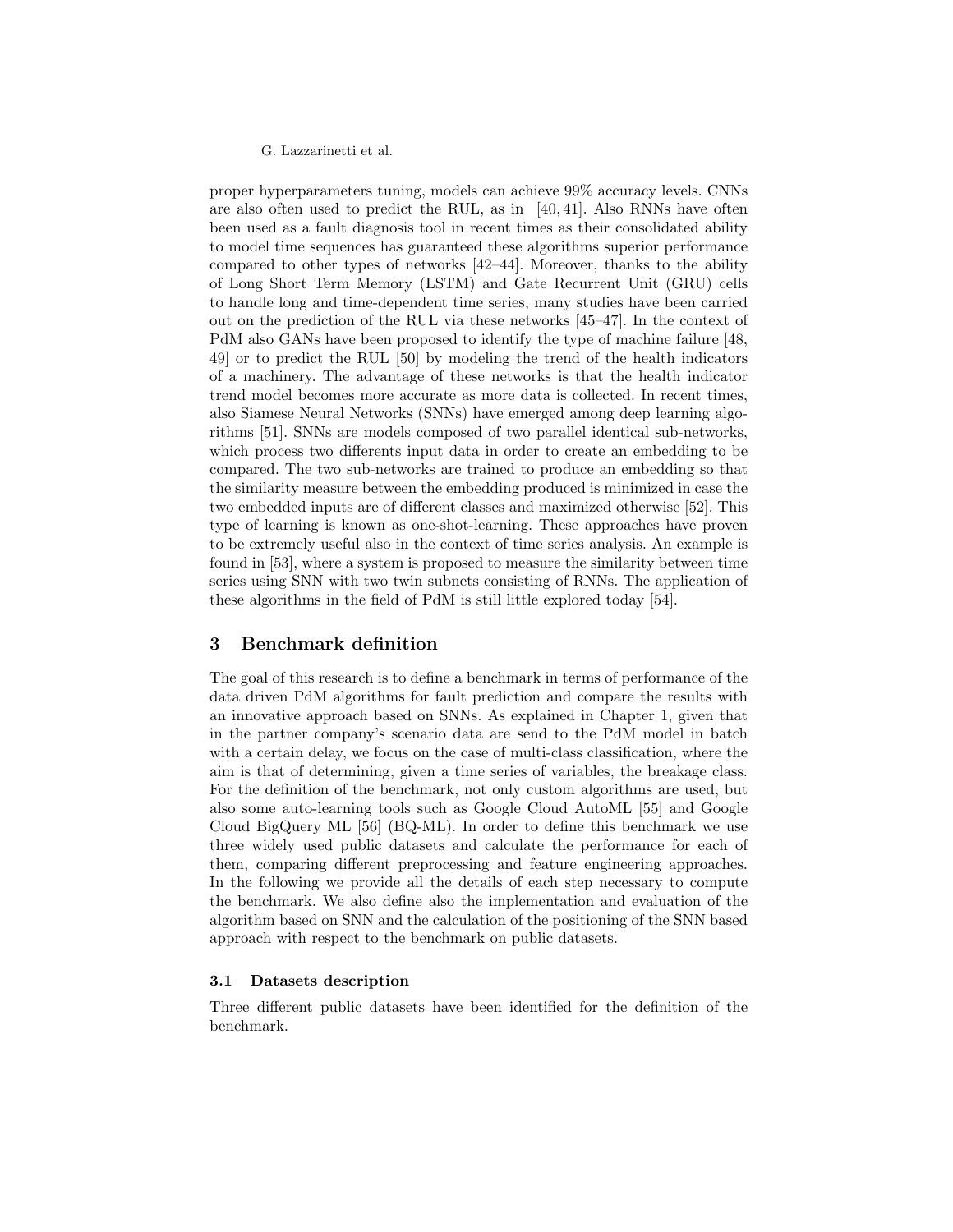proper hyperparameters tuning, models can achieve 99% accuracy levels. CNNs are also often used to predict the RUL, as in [40, 41]. Also RNNs have often been used as a fault diagnosis tool in recent times as their consolidated ability to model time sequences has guaranteed these algorithms superior performance compared to other types of networks [42–44]. Moreover, thanks to the ability of Long Short Term Memory (LSTM) and Gate Recurrent Unit (GRU) cells to handle long and time-dependent time series, many studies have been carried out on the prediction of the RUL via these networks [45–47]. In the context of PdM also GANs have been proposed to identify the type of machine failure [48, 49] or to predict the RUL [50] by modeling the trend of the health indicators of a machinery. The advantage of these networks is that the health indicator trend model becomes more accurate as more data is collected. In recent times, also Siamese Neural Networks (SNNs) have emerged among deep learning algorithms [51]. SNNs are models composed of two parallel identical sub-networks, which process two differents input data in order to create an embedding to be compared. The two sub-networks are trained to produce an embedding so that the similarity measure between the embedding produced is minimized in case the two embedded inputs are of different classes and maximized otherwise [52]. This type of learning is known as one-shot-learning. These approaches have proven to be extremely useful also in the context of time series analysis. An example is found in [53], where a system is proposed to measure the similarity between time series using SNN with two twin subnets consisting of RNNs. The application of these algorithms in the field of PdM is still little explored today [54].

## 3 Benchmark definition

The goal of this research is to define a benchmark in terms of performance of the data driven PdM algorithms for fault prediction and compare the results with an innovative approach based on SNNs. As explained in Chapter 1, given that in the partner company's scenario data are send to the PdM model in batch with a certain delay, we focus on the case of multi-class classification, where the aim is that of determining, given a time series of variables, the breakage class. For the definition of the benchmark, not only custom algorithms are used, but also some auto-learning tools such as Google Cloud AutoML [55] and Google Cloud BigQuery ML [56] (BQ-ML). In order to define this benchmark we use three widely used public datasets and calculate the performance for each of them, comparing different preprocessing and feature engineering approaches. In the following we provide all the details of each step necessary to compute the benchmark. We also define also the implementation and evaluation of the algorithm based on SNN and the calculation of the positioning of the SNN based approach with respect to the benchmark on public datasets.

### 3.1 Datasets description

Three different public datasets have been identified for the definition of the benchmark.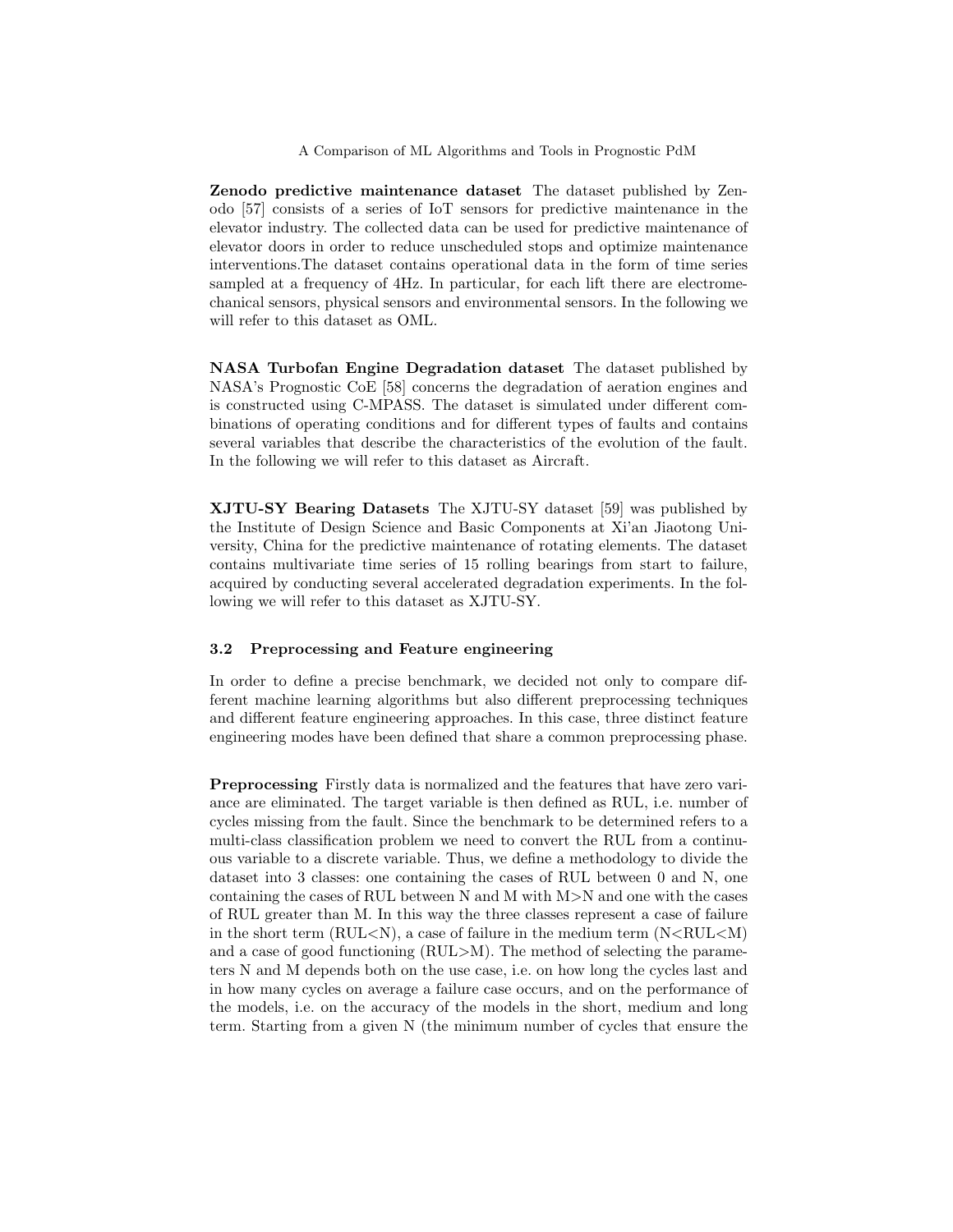**Zenodo predictive maintenance dataset** The dataset published by Zenodo [57] consists of a series of IoT sensors for predictive maintenance in the elevator industry. The collected data can be used for predictive maintenance of elevator doors in order to reduce unscheduled stops and optimize maintenance interventions.The dataset contains operational data in the form of time series sampled at a frequency of 4Hz. In particular, for each lift there are electromechanical sensors, physical sensors and environmental sensors. In the following we will refer to this dataset as OML.

**NASA Turbofan Engine Degradation dataset** The dataset published by NASA's Prognostic CoE [58] concerns the degradation of aeration engines and is constructed using C-MPASS. The dataset is simulated under different combinations of operating conditions and for different types of faults and contains several variables that describe the characteristics of the evolution of the fault. In the following we will refer to this dataset as Aircraft.

**XJTU-SY Bearing Datasets** The XJTU-SY dataset [59] was published by the Institute of Design Science and Basic Components at Xi'an Jiaotong University, China for the predictive maintenance of rotating elements. The dataset contains multivariate time series of 15 rolling bearings from start to failure, acquired by conducting several accelerated degradation experiments. In the following we will refer to this dataset as XJTU-SY.

### 3.2 Preprocessing and Feature engineering

In order to define a precise benchmark, we decided not only to compare different machine learning algorithms but also different preprocessing techniques and different feature engineering approaches. In this case, three distinct feature engineering modes have been defined that share a common preprocessing phase.

**Preprocessing** Firstly data is normalized and the features that have zero variance are eliminated. The target variable is then defined as RUL, i.e. number of cycles missing from the fault. Since the benchmark to be determined refers to a multi-class classification problem we need to convert the RUL from a continuous variable to a discrete variable. Thus, we define a methodology to divide the dataset into 3 classes: one containing the cases of RUL between 0 and N, one containing the cases of RUL between N and M with M>N and one with the cases of RUL greater than M. In this way the three classes represent a case of failure in the short term (RUL<N), a case of failure in the medium term (N<RUL<M) and a case of good functioning (RUL>M). The method of selecting the parameters N and M depends both on the use case, i.e. on how long the cycles last and in how many cycles on average a failure case occurs, and on the performance of the models, i.e. on the accuracy of the models in the short, medium and long term. Starting from a given N (the minimum number of cycles that ensure the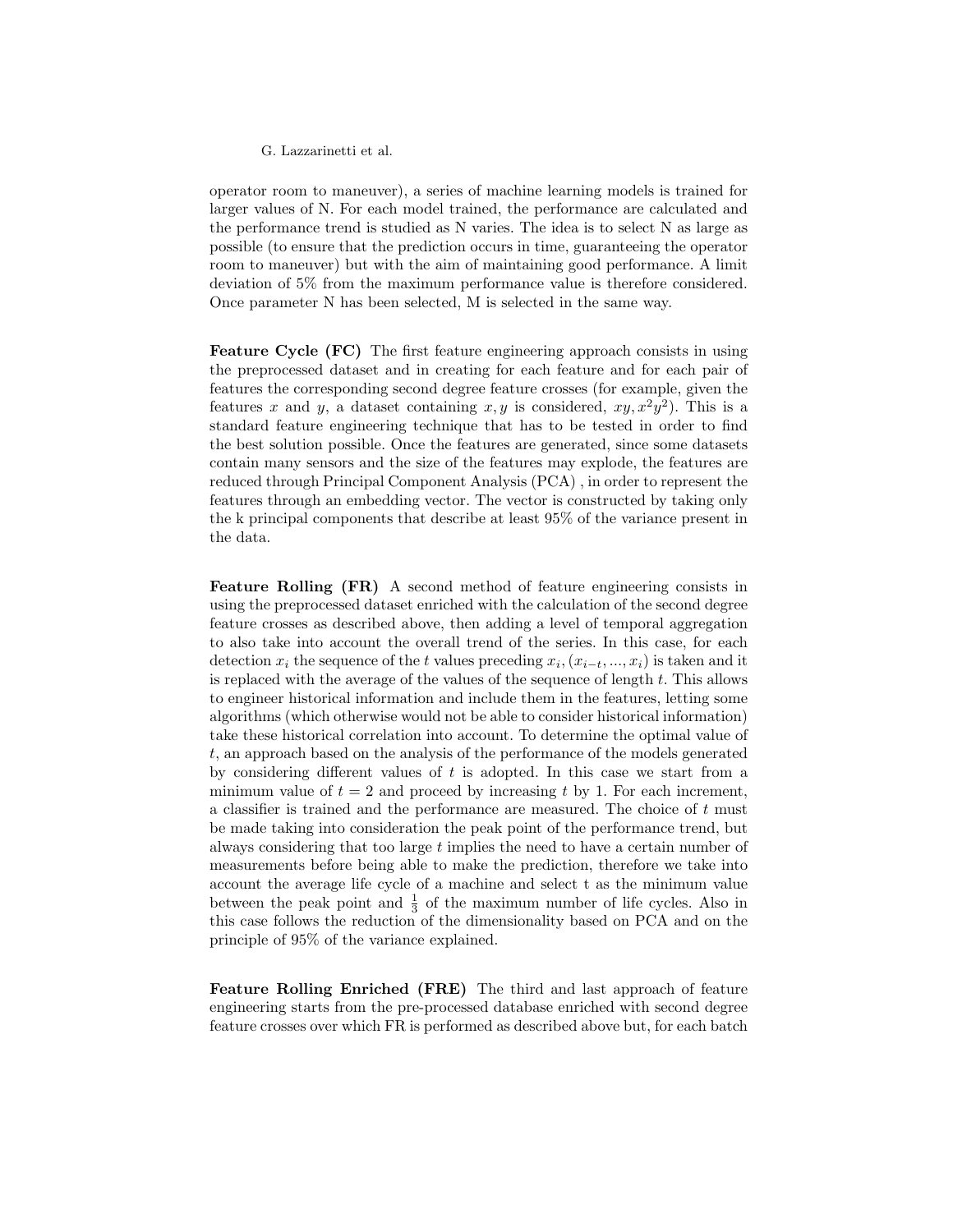operator room to maneuver), a series of machine learning models is trained for larger values of N. For each model trained, the performance are calculated and the performance trend is studied as N varies. The idea is to select N as large as possible (to ensure that the prediction occurs in time, guaranteeing the operator room to maneuver) but with the aim of maintaining good performance. A limit deviation of 5% from the maximum performance value is therefore considered. Once parameter N has been selected, M is selected in the same way.

**Feature Cycle (FC)** The first feature engineering approach consists in using the preprocessed dataset and in creating for each feature and for each pair of features the corresponding second degree feature crosses (for example, given the features $x$ and $y$, a dataset containing $x, y$ is considered, $xy, x^2y^2$). This is a standard feature engineering technique that has to be tested in order to find the best solution possible. Once the features are generated, since some datasets contain many sensors and the size of the features may explode, the features are reduced through Principal Component Analysis (PCA) , in order to represent the features through an embedding vector. The vector is constructed by taking only the k principal components that describe at least 95% of the variance present in the data.

**Feature Rolling (FR)** A second method of feature engineering consists in using the preprocessed dataset enriched with the calculation of the second degree feature crosses as described above, then adding a level of temporal aggregation to also take into account the overall trend of the series. In this case, for each detection $x_i$ the sequence of the $t$ values preceding $x_i, (x_{i-t}, ..., x_i)$ is taken and it is replaced with the average of the values of the sequence of length $t$. This allows to engineer historical information and include them in the features, letting some algorithms (which otherwise would not be able to consider historical information) take these historical correlation into account. To determine the optimal value of $t$, an approach based on the analysis of the performance of the models generated by considering different values of $t$ is adopted. In this case we start from a minimum value of $t = 2$ and proceed by increasing $t$ by 1. For each increment, a classifier is trained and the performance are measured. The choice of $t$ must be made taking into consideration the peak point of the performance trend, but always considering that too large $t$ implies the need to have a certain number of measurements before being able to make the prediction, therefore we take into account the average life cycle of a machine and select t as the minimum value between the peak point and $\frac{1}{3}$ of the maximum number of life cycles. Also in this case follows the reduction of the dimensionality based on PCA and on the principle of 95% of the variance explained.

**Feature Rolling Enriched (FRE)** The third and last approach of feature engineering starts from the pre-processed database enriched with second degree feature crosses over which FR is performed as described above but, for each batch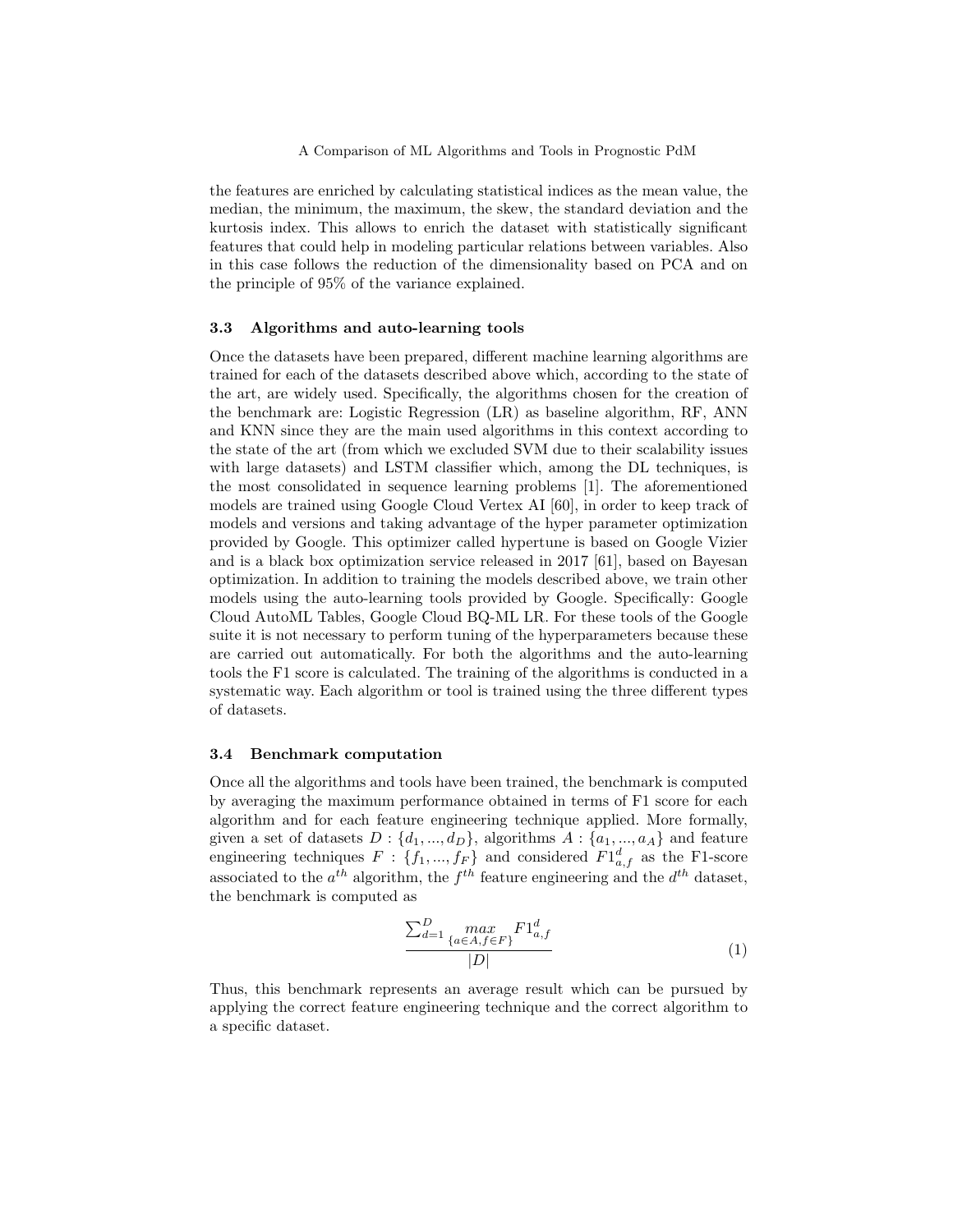the features are enriched by calculating statistical indices as the mean value, the median, the minimum, the maximum, the skew, the standard deviation and the kurtosis index. This allows to enrich the dataset with statistically significant features that could help in modeling particular relations between variables. Also in this case follows the reduction of the dimensionality based on PCA and on the principle of 95% of the variance explained.

### 3.3 Algorithms and auto-learning tools

Once the datasets have been prepared, different machine learning algorithms are trained for each of the datasets described above which, according to the state of the art, are widely used. Specifically, the algorithms chosen for the creation of the benchmark are: Logistic Regression (LR) as baseline algorithm, RF, ANN and KNN since they are the main used algorithms in this context according to the state of the art (from which we excluded SVM due to their scalability issues with large datasets) and LSTM classifier which, among the DL techniques, is the most consolidated in sequence learning problems [1]. The aforementioned models are trained using Google Cloud Vertex AI [60], in order to keep track of models and versions and taking advantage of the hyper parameter optimization provided by Google. This optimizer called hypertune is based on Google Vizier and is a black box optimization service released in 2017 [61], based on Bayesan optimization. In addition to training the models described above, we train other models using the auto-learning tools provided by Google. Specifically: Google Cloud AutoML Tables, Google Cloud BQ-ML LR. For these tools of the Google suite it is not necessary to perform tuning of the hyperparameters because these are carried out automatically. For both the algorithms and the auto-learning tools the F1 score is calculated. The training of the algorithms is conducted in a systematic way. Each algorithm or tool is trained using the three different types of datasets.

### 3.4 Benchmark computation

Once all the algorithms and tools have been trained, the benchmark is computed by averaging the maximum performance obtained in terms of F1 score for each algorithm and for each feature engineering technique applied. More formally, given a set of datasets $D : \{d_1, ..., d_D\}$, algorithms $A : \{a_1, ..., a_A\}$ and feature engineering techniques $F : \{f_1, ..., f_F\}$ and considered $F1^d_{a,f}$ as the F1-score associated to the $a^{th}$ algorithm, the $f^{th}$ feature engineering and the $d^{th}$ dataset, the benchmark is computed as

$$\frac{\sum_{d=1}^{D} \underset{\{a \in A, f \in F\}}{max} F1^d_{a,f}}{|D|} \tag{1}$$

Thus, this benchmark represents an average result which can be pursued by applying the correct feature engineering technique and the correct algorithm to a specific dataset.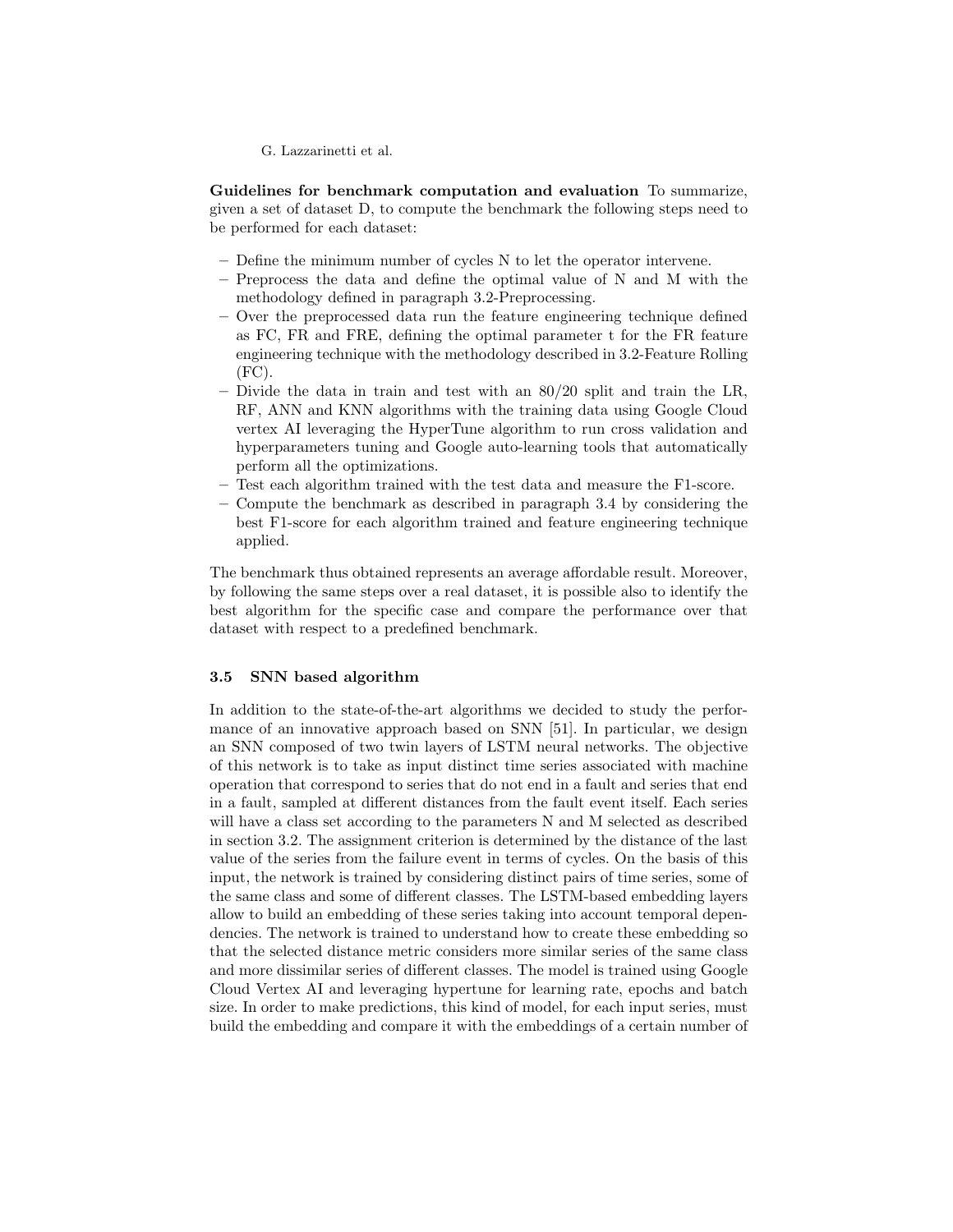**Guidelines for benchmark computation and evaluation** To summarize, given a set of dataset D, to compute the benchmark the following steps need to be performed for each dataset:

- Define the minimum number of cycles N to let the operator intervene.
- Preprocess the data and define the optimal value of N and M with the methodology defined in paragraph 3.2-Preprocessing.
- Over the preprocessed data run the feature engineering technique defined as FC, FR and FRE, defining the optimal parameter t for the FR feature engineering technique with the methodology described in 3.2-Feature Rolling (FC).
- Divide the data in train and test with an 80/20 split and train the LR, RF, ANN and KNN algorithms with the training data using Google Cloud vertex AI leveraging the HyperTune algorithm to run cross validation and hyperparameters tuning and Google auto-learning tools that automatically perform all the optimizations.
- Test each algorithm trained with the test data and measure the F1-score.
- Compute the benchmark as described in paragraph 3.4 by considering the best F1-score for each algorithm trained and feature engineering technique applied.

The benchmark thus obtained represents an average affordable result. Moreover, by following the same steps over a real dataset, it is possible also to identify the best algorithm for the specific case and compare the performance over that dataset with respect to a predefined benchmark.

### 3.5 SNN based algorithm

In addition to the state-of-the-art algorithms we decided to study the performance of an innovative approach based on SNN [51]. In particular, we design an SNN composed of two twin layers of LSTM neural networks. The objective of this network is to take as input distinct time series associated with machine operation that correspond to series that do not end in a fault and series that end in a fault, sampled at different distances from the fault event itself. Each series will have a class set according to the parameters N and M selected as described in section 3.2. The assignment criterion is determined by the distance of the last value of the series from the failure event in terms of cycles. On the basis of this input, the network is trained by considering distinct pairs of time series, some of the same class and some of different classes. The LSTM-based embedding layers allow to build an embedding of these series taking into account temporal dependencies. The network is trained to understand how to create these embedding so that the selected distance metric considers more similar series of the same class and more dissimilar series of different classes. The model is trained using Google Cloud Vertex AI and leveraging hypertune for learning rate, epochs and batch size. In order to make predictions, this kind of model, for each input series, must build the embedding and compare it with the embeddings of a certain number of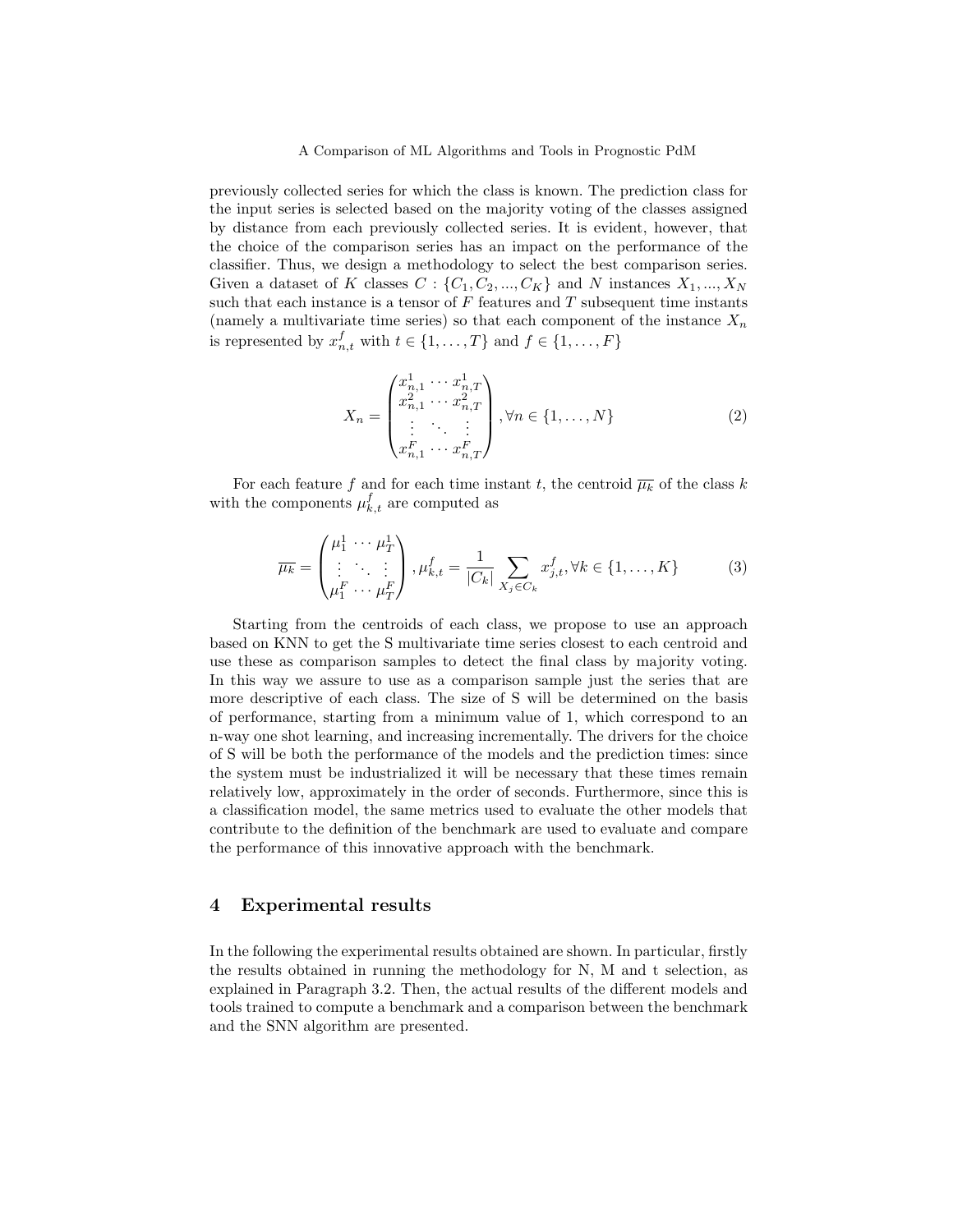previously collected series for which the class is known. The prediction class for the input series is selected based on the majority voting of the classes assigned by distance from each previously collected series. It is evident, however, that the choice of the comparison series has an impact on the performance of the classifier. Thus, we design a methodology to select the best comparison series. Given a dataset of $K$ classes $C : \{C_1, C_2, ..., C_K\}$ and $N$ instances $X_1, ..., X_N$ such that each instance is a tensor of $F$ features and $T$ subsequent time instants (namely a multivariate time series) so that each component of the instance $X_n$ is represented by $x^f_{n,t}$ with $t \in \{1, \ldots, T\}$ and $f \in \{1, \ldots, F\}$

$$X_n = \begin{pmatrix} x^1_{n,1} \cdots x^1_{n,T} \\ x^2_{n,1} \cdots x^2_{n,T} \\ \vdots \quad \ddots \quad \vdots \\ x^F_{n,1} \cdots x^F_{n,T} \end{pmatrix}, \forall n \in \{1, \ldots, N\} \tag{2}$$

For each feature $f$ and for each time instant $t$, the centroid $\overline{\mu_k}$ of the class $k$ with the components $\mu^f_{k,t}$ are computed as

$$\overline{\mu_k} = \begin{pmatrix} \mu^1_1 \cdots \mu^1_T \\ \vdots \quad \ddots \quad \vdots \\ \mu^F_1 \cdots \mu^F_T \end{pmatrix}, \mu^f_{k,t} = \frac{1}{|C_k|} \sum_{X_j \in C_k} x^f_{j,t}, \forall k \in \{1, \ldots, K\} \tag{3}$$

Starting from the centroids of each class, we propose to use an approach based on KNN to get the S multivariate time series closest to each centroid and use these as comparison samples to detect the final class by majority voting. In this way we assure to use as a comparison sample just the series that are more descriptive of each class. The size of S will be determined on the basis of performance, starting from a minimum value of 1, which correspond to an n-way one shot learning, and increasing incrementally. The drivers for the choice of S will be both the performance of the models and the prediction times: since the system must be industrialized it will be necessary that these times remain relatively low, approximately in the order of seconds. Furthermore, since this is a classification model, the same metrics used to evaluate the other models that contribute to the definition of the benchmark are used to evaluate and compare the performance of this innovative approach with the benchmark.

## 4 Experimental results

In the following the experimental results obtained are shown. In particular, firstly the results obtained in running the methodology for N, M and t selection, as explained in Paragraph 3.2. Then, the actual results of the different models and tools trained to compute a benchmark and a comparison between the benchmark and the SNN algorithm are presented.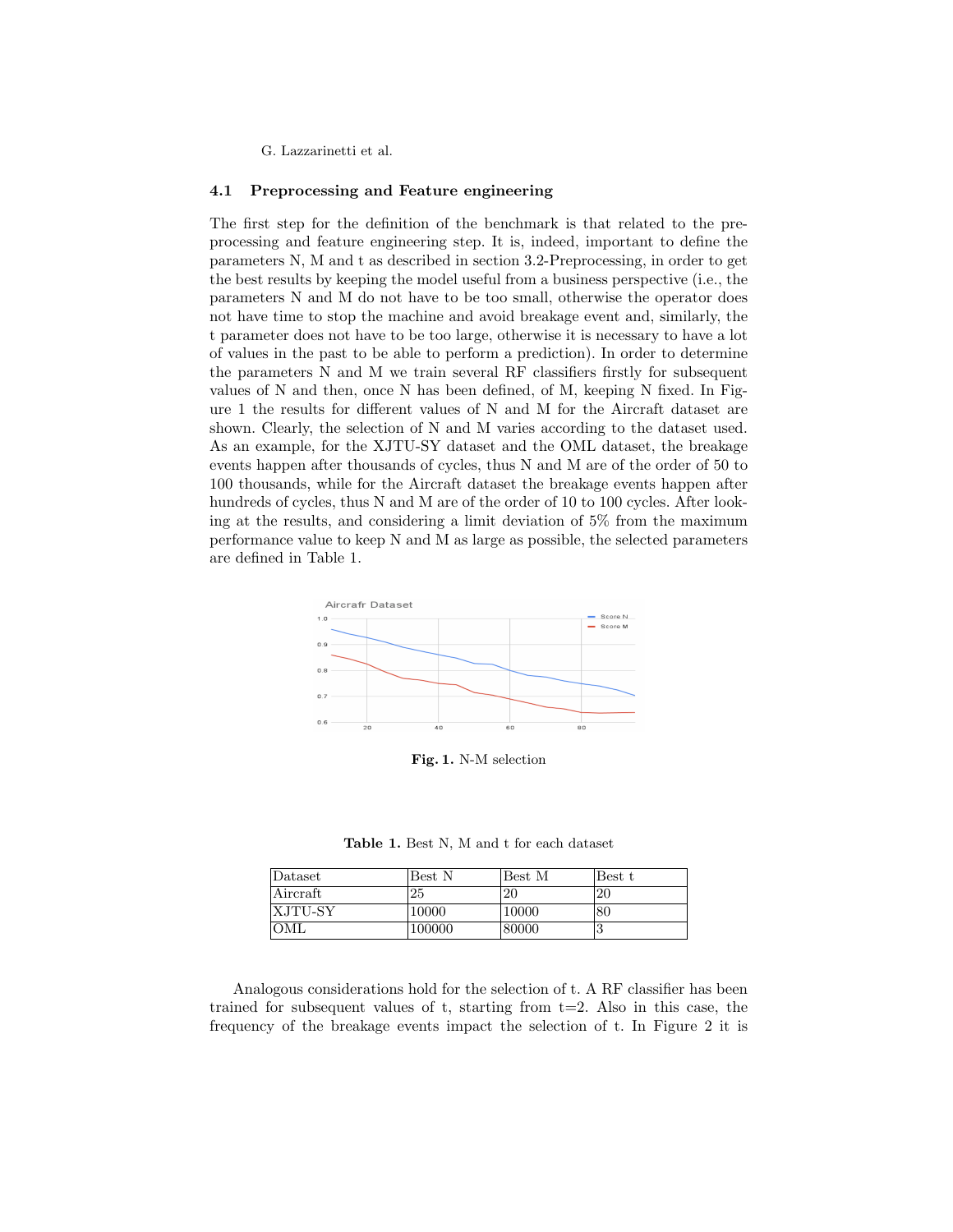### 4.1 Preprocessing and Feature engineering

The first step for the definition of the benchmark is that related to the preprocessing and feature engineering step. It is, indeed, important to define the parameters N, M and t as described in section 3.2-Preprocessing, in order to get the best results by keeping the model useful from a business perspective (i.e., the parameters N and M do not have to be too small, otherwise the operator does not have time to stop the machine and avoid breakage event and, similarly, the t parameter does not have to be too large, otherwise it is necessary to have a lot of values in the past to be able to perform a prediction). In order to determine the parameters N and M we train several RF classifiers firstly for subsequent values of N and then, once N has been defined, of M, keeping N fixed. In Figure 1 the results for different values of N and M for the Aircraft dataset are shown. Clearly, the selection of N and M varies according to the dataset used. As an example, for the XJTU-SY dataset and the OML dataset, the breakage events happen after thousands of cycles, thus N and M are of the order of 50 to 100 thousands, while for the Aircraft dataset the breakage events happen after hundreds of cycles, thus N and M are of the order of 10 to 100 cycles. After looking at the results, and considering a limit deviation of 5% from the maximum performance value to keep N and M as large as possible, the selected parameters are defined in Table 1.

**Fig. 1.** N-M selection

**Table 1.** Best N, M and t for each dataset

| Dataset | Best N | Best M | Best t |
|---|---|---|---|
| Aircraft | 25 | 20 | 20 |
| XJTU-SY | 10000 | 10000 | 80 |
| OML | 100000 | 80000 | 3 |

Analogous considerations hold for the selection of t. A RF classifier has been trained for subsequent values of t, starting from t=2. Also in this case, the frequency of the breakage events impact the selection of t. In Figure 2 it is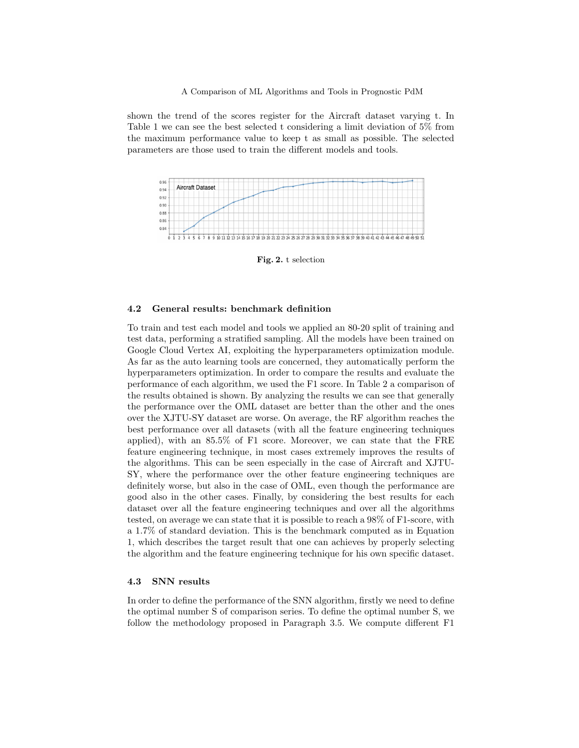shown the trend of the scores register for the Aircraft dataset varying t. In Table 1 we can see the best selected t considering a limit deviation of 5% from the maximum performance value to keep t as small as possible. The selected parameters are those used to train the different models and tools.

**Fig. 2.** t selection

### 4.2 General results: benchmark definition

To train and test each model and tools we applied an 80-20 split of training and test data, performing a stratified sampling. All the models have been trained on Google Cloud Vertex AI, exploiting the hyperparameters optimization module. As far as the auto learning tools are concerned, they automatically perform the hyperparameters optimization. In order to compare the results and evaluate the performance of each algorithm, we used the F1 score. In Table 2 a comparison of the results obtained is shown. By analyzing the results we can see that generally the performance over the OML dataset are better than the other and the ones over the XJTU-SY dataset are worse. On average, the RF algorithm reaches the best performance over all datasets (with all the feature engineering techniques applied), with an 85.5% of F1 score. Moreover, we can state that the FRE feature engineering technique, in most cases extremely improves the results of the algorithms. This can be seen especially in the case of Aircraft and XJTU-SY, where the performance over the other feature engineering techniques are definitely worse, but also in the case of OML, even though the performance are good also in the other cases. Finally, by considering the best results for each dataset over all the feature engineering techniques and over all the algorithms tested, on average we can state that it is possible to reach a 98% of F1-score, with a 1.7% of standard deviation. This is the benchmark computed as in Equation 1, which describes the target result that one can achieves by properly selecting the algorithm and the feature engineering technique for his own specific dataset.

### 4.3 SNN results

In order to define the performance of the SNN algorithm, firstly we need to define the optimal number S of comparison series. To define the optimal number S, we follow the methodology proposed in Paragraph 3.5. We compute different F1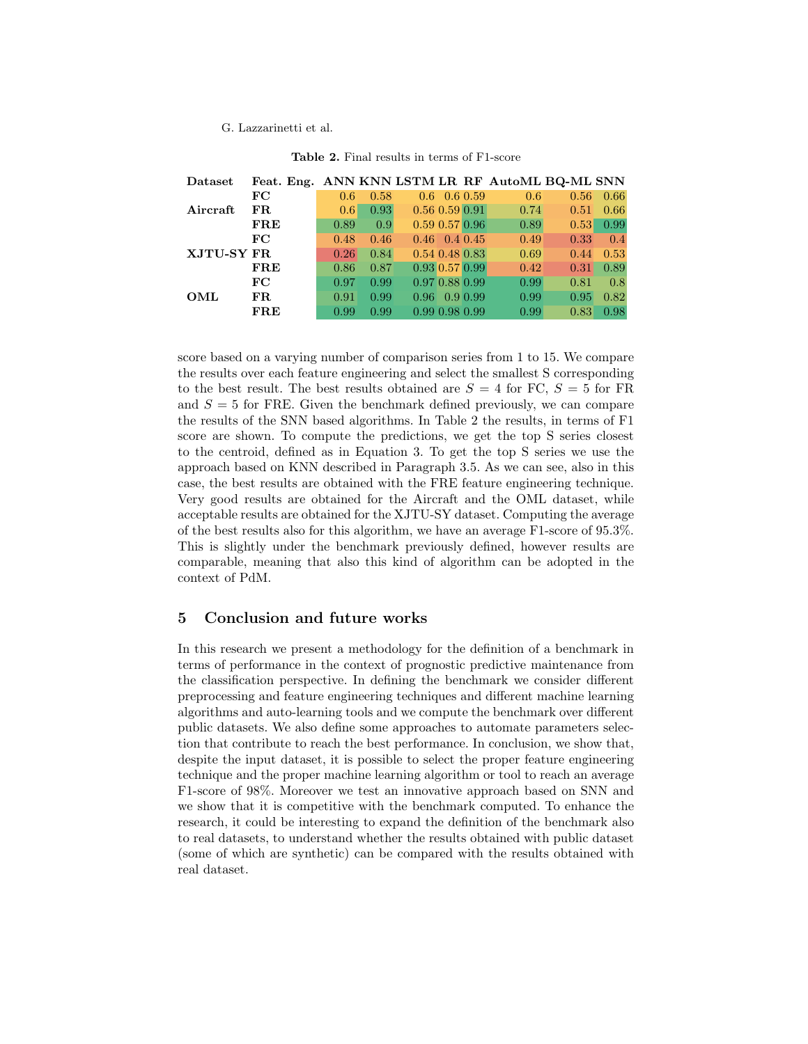**Table 2.** Final results in terms of F1-score

| Dataset | Feat. Eng. | ANN | KNN | LSTM | LR | RF | AutoML | BQ-ML | SNN |
|---|---|---|---|---|---|---|---|---|---|
| | **FC** | 0.6 | 0.58 | 0.6 | 0.6 | 0.59 | 0.6 | 0.56 | 0.66 |
| **Aircraft** | **FR** | 0.6 | 0.93 | 0.56 | 0.59 | 0.91 | 0.74 | 0.51 | 0.66 |
| | **FRE** | 0.89 | 0.9 | 0.59 | 0.57 | 0.96 | 0.89 | 0.53 | 0.99 |
| | **FC** | 0.48 | 0.46 | 0.46 | 0.4 | 0.45 | 0.49 | 0.33 | 0.4 |
| **XJTU-SY** | **FR** | 0.26 | 0.84 | 0.54 | 0.48 | 0.83 | 0.69 | 0.44 | 0.53 |
| | **FRE** | 0.86 | 0.87 | 0.93 | 0.57 | 0.99 | 0.42 | 0.31 | 0.89 |
| | **FC** | 0.97 | 0.99 | 0.97 | 0.88 | 0.99 | 0.99 | 0.81 | 0.8 |
| **OML** | **FR** | 0.91 | 0.99 | 0.96 | 0.9 | 0.99 | 0.99 | 0.95 | 0.82 |
| | **FRE** | 0.99 | 0.99 | 0.99 | 0.98 | 0.99 | 0.99 | 0.83 | 0.98 |

score based on a varying number of comparison series from 1 to 15. We compare the results over each feature engineering and select the smallest S corresponding to the best result. The best results obtained are $S = 4$ for FC, $S = 5$ for FR and $S = 5$ for FRE. Given the benchmark defined previously, we can compare the results of the SNN based algorithms. In Table 2 the results, in terms of F1 score are shown. To compute the predictions, we get the top S series closest to the centroid, defined as in Equation 3. To get the top S series we use the approach based on KNN described in Paragraph 3.5. As we can see, also in this case, the best results are obtained with the FRE feature engineering technique. Very good results are obtained for the Aircraft and the OML dataset, while acceptable results are obtained for the XJTU-SY dataset. Computing the average of the best results also for this algorithm, we have an average F1-score of 95.3%. This is slightly under the benchmark previously defined, however results are comparable, meaning that also this kind of algorithm can be adopted in the context of PdM.

## 5 Conclusion and future works

In this research we present a methodology for the definition of a benchmark in terms of performance in the context of prognostic predictive maintenance from the classification perspective. In defining the benchmark we consider different preprocessing and feature engineering techniques and different machine learning algorithms and auto-learning tools and we compute the benchmark over different public datasets. We also define some approaches to automate parameters selection that contribute to reach the best performance. In conclusion, we show that, despite the input dataset, it is possible to select the proper feature engineering technique and the proper machine learning algorithm or tool to reach an average F1-score of 98%. Moreover we test an innovative approach based on SNN and we show that it is competitive with the benchmark computed. To enhance the research, it could be interesting to expand the definition of the benchmark also to real datasets, to understand whether the results obtained with public dataset (some of which are synthetic) can be compared with the results obtained with real dataset.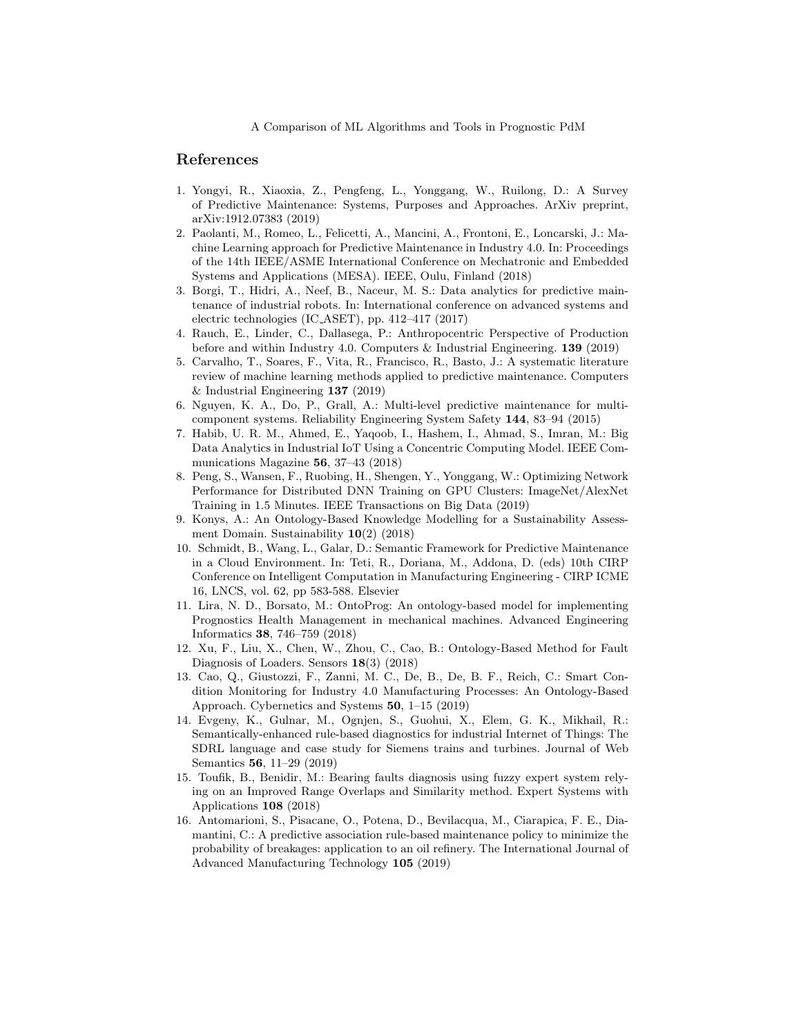## References

1. Yongyi, R., Xiaoxia, Z., Pengfeng, L., Yonggang, W., Ruilong, D.: A Survey of Predictive Maintenance: Systems, Purposes and Approaches. ArXiv preprint, arXiv:1912.07383 (2019)
2. Paolanti, M., Romeo, L., Felicetti, A., Mancini, A., Frontoni, E., Loncarski, J.: Machine Learning approach for Predictive Maintenance in Industry 4.0. In: Proceedings of the 14th IEEE/ASME International Conference on Mechatronic and Embedded Systems and Applications (MESA). IEEE, Oulu, Finland (2018)
3. Borgi, T., Hidri, A., Neef, B., Naceur, M. S.: Data analytics for predictive maintenance of industrial robots. In: International conference on advanced systems and electric technologies (IC_ASET), pp. 412–417 (2017)
4. Rauch, E., Linder, C., Dallasega, P.: Anthropocentric Perspective of Production before and within Industry 4.0. Computers & Industrial Engineering. **139** (2019)
5. Carvalho, T., Soares, F., Vita, R., Francisco, R., Basto, J.: A systematic literature review of machine learning methods applied to predictive maintenance. Computers & Industrial Engineering **137** (2019)
6. Nguyen, K. A., Do, P., Grall, A.: Multi-level predictive maintenance for multi-component systems. Reliability Engineering System Safety **144**, 83–94 (2015)
7. Habib, U. R. M., Ahmed, E., Yaqoob, I., Hashem, I., Ahmad, S., Imran, M.: Big Data Analytics in Industrial IoT Using a Concentric Computing Model. IEEE Communications Magazine **56**, 37–43 (2018)
8. Peng, S., Wansen, F., Ruobing, H., Shengen, Y., Yonggang, W.: Optimizing Network Performance for Distributed DNN Training on GPU Clusters: ImageNet/AlexNet Training in 1.5 Minutes. IEEE Transactions on Big Data (2019)
9. Konys, A.: An Ontology-Based Knowledge Modelling for a Sustainability Assessment Domain. Sustainability **10**(2) (2018)
10. Schmidt, B., Wang, L., Galar, D.: Semantic Framework for Predictive Maintenance in a Cloud Environment. In: Teti, R., Doriana, M., Addona, D. (eds) 10th CIRP Conference on Intelligent Computation in Manufacturing Engineering - CIRP ICME 16, LNCS, vol. 62, pp 583-588. Elsevier
11. Lira, N. D., Borsato, M.: OntoProg: An ontology-based model for implementing Prognostics Health Management in mechanical machines. Advanced Engineering Informatics **38**, 746–759 (2018)
12. Xu, F., Liu, X., Chen, W., Zhou, C., Cao, B.: Ontology-Based Method for Fault Diagnosis of Loaders. Sensors **18**(3) (2018)
13. Cao, Q., Giustozzi, F., Zanni, M. C., De, B., De, B. F., Reich, C.: Smart Condition Monitoring for Industry 4.0 Manufacturing Processes: An Ontology-Based Approach. Cybernetics and Systems **50**, 1–15 (2019)
14. Evgeny, K., Gulnar, M., Ognjen, S., Guohui, X., Elem, G. K., Mikhail, R.: Semantically-enhanced rule-based diagnostics for industrial Internet of Things: The SDRL language and case study for Siemens trains and turbines. Journal of Web Semantics **56**, 11–29 (2019)
15. Toufik, B., Benidir, M.: Bearing faults diagnosis using fuzzy expert system relying on an Improved Range Overlaps and Similarity method. Expert Systems with Applications **108** (2018)
16. Antomarioni, S., Pisacane, O., Potena, D., Bevilacqua, M., Ciarapica, F. E., Diamantini, C.: A predictive association rule-based maintenance policy to minimize the probability of breakages: application to an oil refinery. The International Journal of Advanced Manufacturing Technology **105** (2019)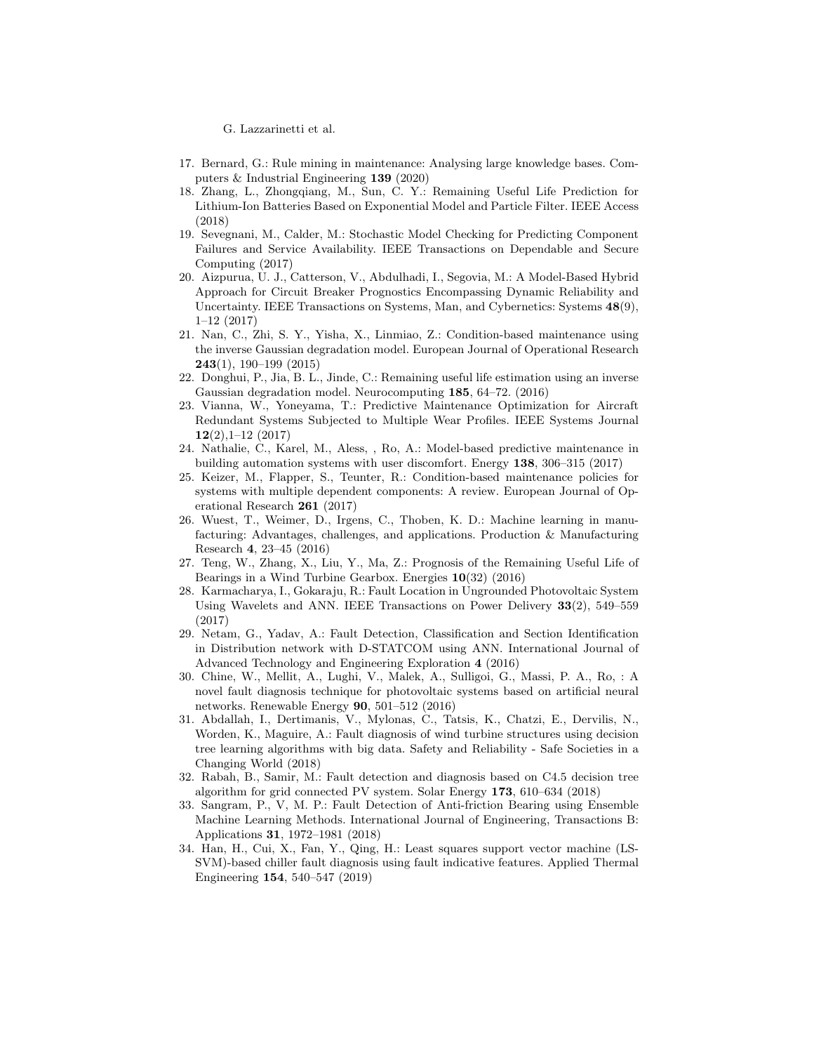17. Bernard, G.: Rule mining in maintenance: Analysing large knowledge bases. Computers & Industrial Engineering **139** (2020)
18. Zhang, L., Zhongqiang, M., Sun, C. Y.: Remaining Useful Life Prediction for Lithium-Ion Batteries Based on Exponential Model and Particle Filter. IEEE Access (2018)
19. Sevegnani, M., Calder, M.: Stochastic Model Checking for Predicting Component Failures and Service Availability. IEEE Transactions on Dependable and Secure Computing (2017)
20. Aizpurua, U. J., Catterson, V., Abdulhadi, I., Segovia, M.: A Model-Based Hybrid Approach for Circuit Breaker Prognostics Encompassing Dynamic Reliability and Uncertainty. IEEE Transactions on Systems, Man, and Cybernetics: Systems **48**(9), 1–12 (2017)
21. Nan, C., Zhi, S. Y., Yisha, X., Linmiao, Z.: Condition-based maintenance using the inverse Gaussian degradation model. European Journal of Operational Research **243**(1), 190–199 (2015)
22. Donghui, P., Jia, B. L., Jinde, C.: Remaining useful life estimation using an inverse Gaussian degradation model. Neurocomputing **185**, 64–72. (2016)
23. Vianna, W., Yoneyama, T.: Predictive Maintenance Optimization for Aircraft Redundant Systems Subjected to Multiple Wear Profiles. IEEE Systems Journal **12**(2),1–12 (2017)
24. Nathalie, C., Karel, M., Aless, , Ro, A.: Model-based predictive maintenance in building automation systems with user discomfort. Energy **138**, 306–315 (2017)
25. Keizer, M., Flapper, S., Teunter, R.: Condition-based maintenance policies for systems with multiple dependent components: A review. European Journal of Operational Research **261** (2017)
26. Wuest, T., Weimer, D., Irgens, C., Thoben, K. D.: Machine learning in manufacturing: Advantages, challenges, and applications. Production & Manufacturing Research **4**, 23–45 (2016)
27. Teng, W., Zhang, X., Liu, Y., Ma, Z.: Prognosis of the Remaining Useful Life of Bearings in a Wind Turbine Gearbox. Energies **10**(32) (2016)
28. Karmacharya, I., Gokaraju, R.: Fault Location in Ungrounded Photovoltaic System Using Wavelets and ANN. IEEE Transactions on Power Delivery **33**(2), 549–559 (2017)
29. Netam, G., Yadav, A.: Fault Detection, Classification and Section Identification in Distribution network with D-STATCOM using ANN. International Journal of Advanced Technology and Engineering Exploration **4** (2016)
30. Chine, W., Mellit, A., Lughi, V., Malek, A., Sulligoi, G., Massi, P. A., Ro, : A novel fault diagnosis technique for photovoltaic systems based on artificial neural networks. Renewable Energy **90**, 501–512 (2016)
31. Abdallah, I., Dertimanis, V., Mylonas, C., Tatsis, K., Chatzi, E., Dervilis, N., Worden, K., Maguire, A.: Fault diagnosis of wind turbine structures using decision tree learning algorithms with big data. Safety and Reliability - Safe Societies in a Changing World (2018)
32. Rabah, B., Samir, M.: Fault detection and diagnosis based on C4.5 decision tree algorithm for grid connected PV system. Solar Energy **173**, 610–634 (2018)
33. Sangram, P., V, M. P.: Fault Detection of Anti-friction Bearing using Ensemble Machine Learning Methods. International Journal of Engineering, Transactions B: Applications **31**, 1972–1981 (2018)
34. Han, H., Cui, X., Fan, Y., Qing, H.: Least squares support vector machine (LS-SVM)-based chiller fault diagnosis using fault indicative features. Applied Thermal Engineering **154**, 540–547 (2019)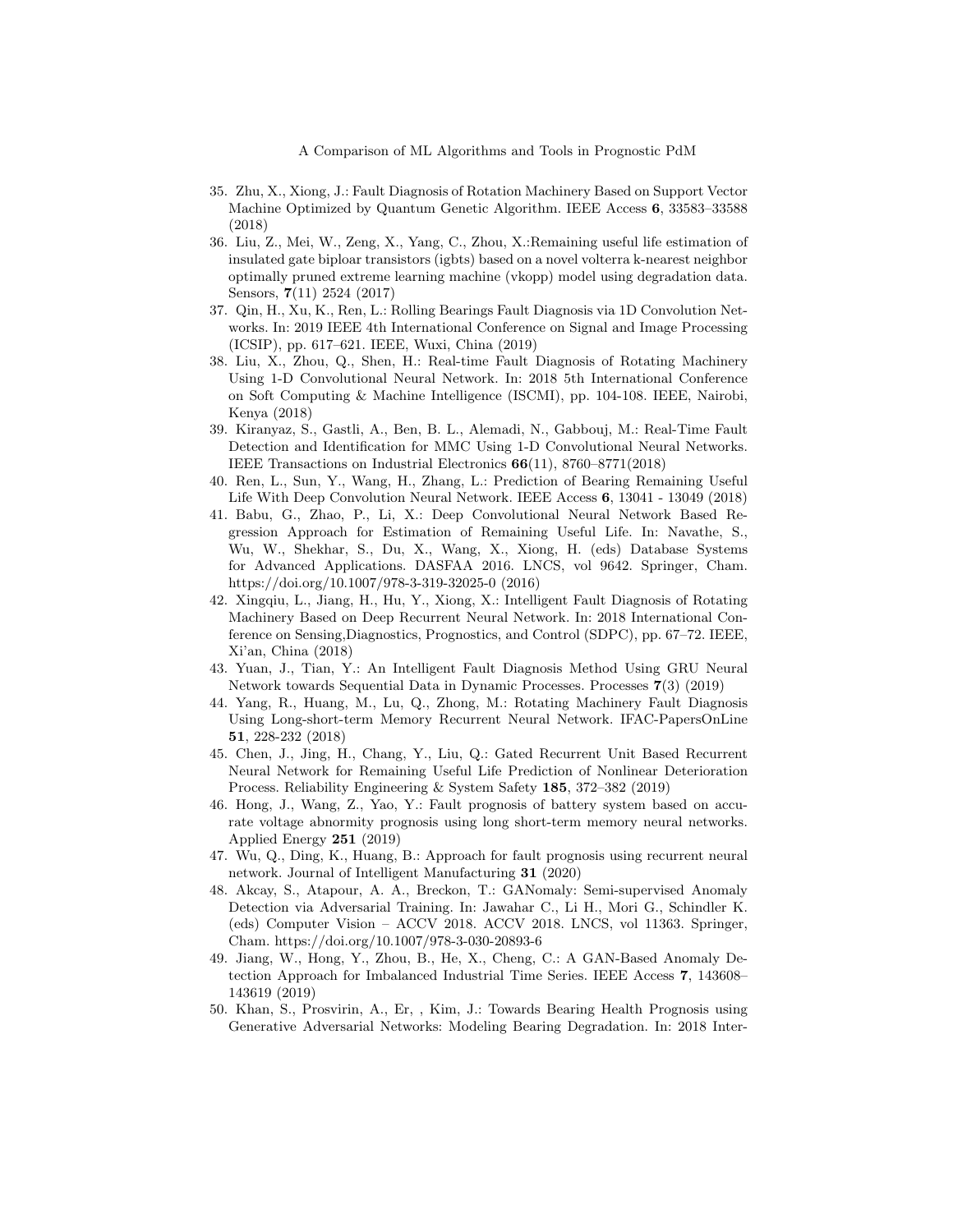35. Zhu, X., Xiong, J.: Fault Diagnosis of Rotation Machinery Based on Support Vector Machine Optimized by Quantum Genetic Algorithm. IEEE Access **6**, 33583–33588 (2018)
36. Liu, Z., Mei, W., Zeng, X., Yang, C., Zhou, X.:Remaining useful life estimation of insulated gate biploar transistors (igbts) based on a novel volterra k-nearest neighbor optimally pruned extreme learning machine (vkopp) model using degradation data. Sensors, **7**(11) 2524 (2017)
37. Qin, H., Xu, K., Ren, L.: Rolling Bearings Fault Diagnosis via 1D Convolution Networks. In: 2019 IEEE 4th International Conference on Signal and Image Processing (ICSIP), pp. 617–621. IEEE, Wuxi, China (2019)
38. Liu, X., Zhou, Q., Shen, H.: Real-time Fault Diagnosis of Rotating Machinery Using 1-D Convolutional Neural Network. In: 2018 5th International Conference on Soft Computing & Machine Intelligence (ISCMI), pp. 104-108. IEEE, Nairobi, Kenya (2018)
39. Kiranyaz, S., Gastli, A., Ben, B. L., Alemadi, N., Gabbouj, M.: Real-Time Fault Detection and Identification for MMC Using 1-D Convolutional Neural Networks. IEEE Transactions on Industrial Electronics **66**(11), 8760–8771(2018)
40. Ren, L., Sun, Y., Wang, H., Zhang, L.: Prediction of Bearing Remaining Useful Life With Deep Convolution Neural Network. IEEE Access **6**, 13041 - 13049 (2018)
41. Babu, G., Zhao, P., Li, X.: Deep Convolutional Neural Network Based Regression Approach for Estimation of Remaining Useful Life. In: Navathe, S., Wu, W., Shekhar, S., Du, X., Wang, X., Xiong, H. (eds) Database Systems for Advanced Applications. DASFAA 2016. LNCS, vol 9642. Springer, Cham. https://doi.org/10.1007/978-3-319-32025-0 (2016)
42. Xingqiu, L., Jiang, H., Hu, Y., Xiong, X.: Intelligent Fault Diagnosis of Rotating Machinery Based on Deep Recurrent Neural Network. In: 2018 International Conference on Sensing,Diagnostics, Prognostics, and Control (SDPC), pp. 67–72. IEEE, Xi'an, China (2018)
43. Yuan, J., Tian, Y.: An Intelligent Fault Diagnosis Method Using GRU Neural Network towards Sequential Data in Dynamic Processes. Processes **7**(3) (2019)
44. Yang, R., Huang, M., Lu, Q., Zhong, M.: Rotating Machinery Fault Diagnosis Using Long-short-term Memory Recurrent Neural Network. IFAC-PapersOnLine **51**, 228-232 (2018)
45. Chen, J., Jing, H., Chang, Y., Liu, Q.: Gated Recurrent Unit Based Recurrent Neural Network for Remaining Useful Life Prediction of Nonlinear Deterioration Process. Reliability Engineering & System Safety **185**, 372–382 (2019)
46. Hong, J., Wang, Z., Yao, Y.: Fault prognosis of battery system based on accurate voltage abnormity prognosis using long short-term memory neural networks. Applied Energy **251** (2019)
47. Wu, Q., Ding, K., Huang, B.: Approach for fault prognosis using recurrent neural network. Journal of Intelligent Manufacturing **31** (2020)
48. Akcay, S., Atapour, A. A., Breckon, T.: GANomaly: Semi-supervised Anomaly Detection via Adversarial Training. In: Jawahar C., Li H., Mori G., Schindler K. (eds) Computer Vision – ACCV 2018. ACCV 2018. LNCS, vol 11363. Springer, Cham. https://doi.org/10.1007/978-3-030-20893-6
49. Jiang, W., Hong, Y., Zhou, B., He, X., Cheng, C.: A GAN-Based Anomaly Detection Approach for Imbalanced Industrial Time Series. IEEE Access **7**, 143608–143619 (2019)
50. Khan, S., Prosvirin, A., Er, , Kim, J.: Towards Bearing Health Prognosis using Generative Adversarial Networks: Modeling Bearing Degradation. In: 2018 Inter-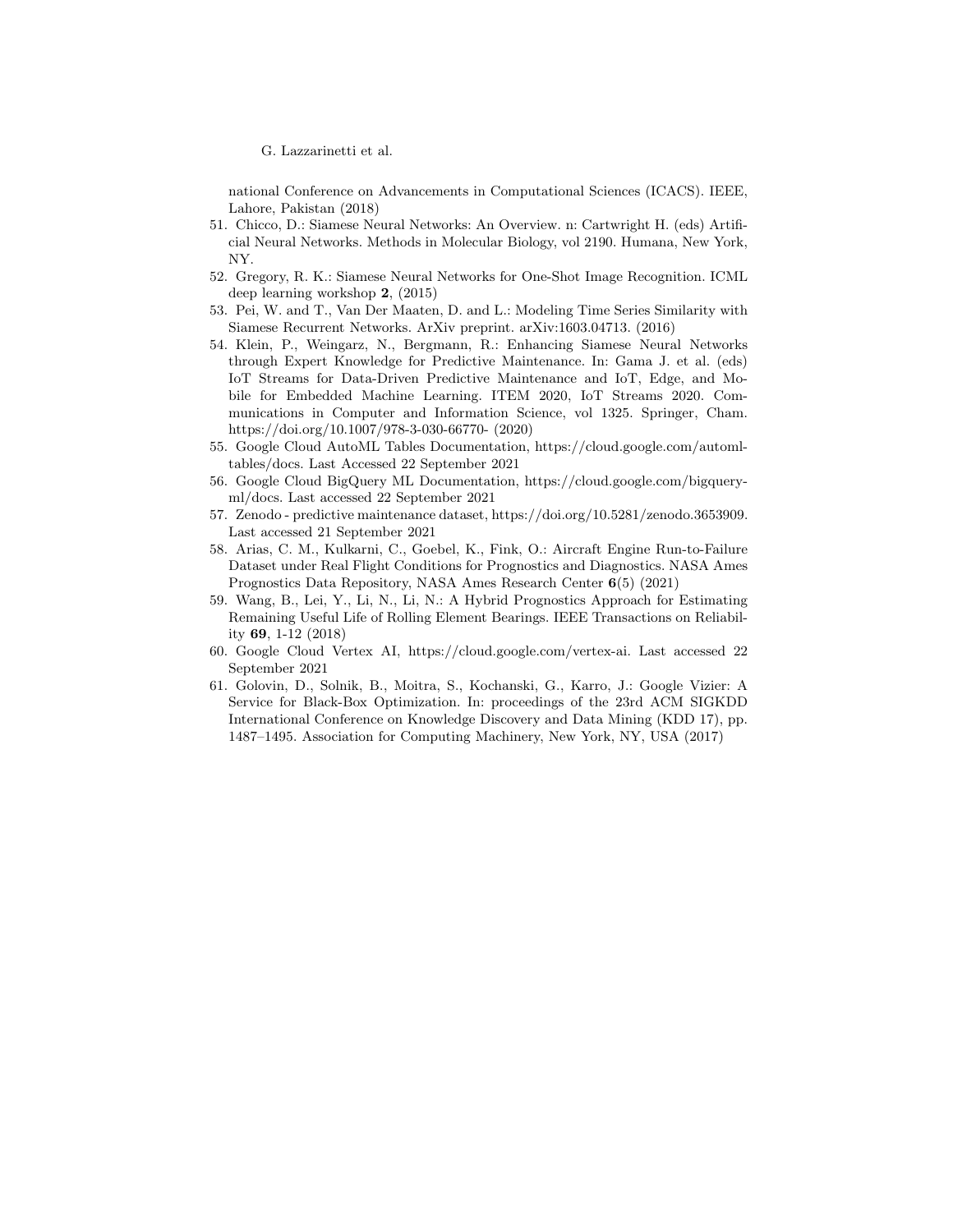national Conference on Advancements in Computational Sciences (ICACS). IEEE, Lahore, Pakistan (2018)

51. Chicco, D.: Siamese Neural Networks: An Overview. n: Cartwright H. (eds) Artificial Neural Networks. Methods in Molecular Biology, vol 2190. Humana, New York, NY.
52. Gregory, R. K.: Siamese Neural Networks for One-Shot Image Recognition. ICML deep learning workshop **2**, (2015)
53. Pei, W. and T., Van Der Maaten, D. and L.: Modeling Time Series Similarity with Siamese Recurrent Networks. ArXiv preprint. arXiv:1603.04713. (2016)
54. Klein, P., Weingarz, N., Bergmann, R.: Enhancing Siamese Neural Networks through Expert Knowledge for Predictive Maintenance. In: Gama J. et al. (eds) IoT Streams for Data-Driven Predictive Maintenance and IoT, Edge, and Mobile for Embedded Machine Learning. ITEM 2020, IoT Streams 2020. Communications in Computer and Information Science, vol 1325. Springer, Cham. https://doi.org/10.1007/978-3-030-66770- (2020)
55. Google Cloud AutoML Tables Documentation, https://cloud.google.com/automl-tables/docs. Last Accessed 22 September 2021
56. Google Cloud BigQuery ML Documentation, https://cloud.google.com/bigquery-ml/docs. Last accessed 22 September 2021
57. Zenodo - predictive maintenance dataset, https://doi.org/10.5281/zenodo.3653909. Last accessed 21 September 2021
58. Arias, C. M., Kulkarni, C., Goebel, K., Fink, O.: Aircraft Engine Run-to-Failure Dataset under Real Flight Conditions for Prognostics and Diagnostics. NASA Ames Prognostics Data Repository, NASA Ames Research Center **6**(5) (2021)
59. Wang, B., Lei, Y., Li, N., Li, N.: A Hybrid Prognostics Approach for Estimating Remaining Useful Life of Rolling Element Bearings. IEEE Transactions on Reliability **69**, 1-12 (2018)
60. Google Cloud Vertex AI, https://cloud.google.com/vertex-ai. Last accessed 22 September 2021
61. Golovin, D., Solnik, B., Moitra, S., Kochanski, G., Karro, J.: Google Vizier: A Service for Black-Box Optimization. In: proceedings of the 23rd ACM SIGKDD International Conference on Knowledge Discovery and Data Mining (KDD 17), pp. 1487–1495. Association for Computing Machinery, New York, NY, USA (2017)